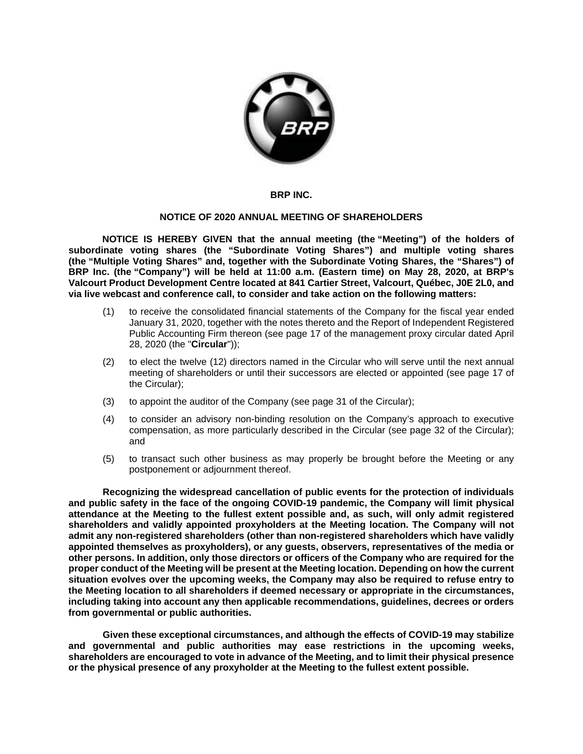# BRP INC.

## NOTICE OF 2020 ANNUAL MEETING OF SHAREHOLDERS

**NOTICE IS HEREBY GIVEN that the annual meeting (the "Meeting") of the holders of subordinate voting shares (the "Subordinate Voting Shares") and multiple voting shares (the "Multiple Voting Shares" and, together with the Subordinate Voting Shares, the "Shares") of BRP Inc. (the "Company") will be held at 11:00 a.m. (Eastern time) on May 28, 2020, at BRP's Valcourt Product Development Centre located at 841 Cartier Street, Valcourt, Québec, J0E 2L0, and via live webcast and conference call, to consider and take action on the following matters:**

(1) to receive the consolidated financial statements of the Company for the fiscal year ended January 31, 2020, together with the notes thereto and the Report of Independent Registered Public Accounting Firm thereon (see page 17 of the management proxy circular dated April 28, 2020 (the "**Circular**"));

(2) to elect the twelve (12) directors named in the Circular who will serve until the next annual meeting of shareholders or until their successors are elected or appointed (see page 17 of the Circular);

(3) to appoint the auditor of the Company (see page 31 of the Circular);

(4) to consider an advisory non-binding resolution on the Company's approach to executive compensation, as more particularly described in the Circular (see page 32 of the Circular); and

(5) to transact such other business as may properly be brought before the Meeting or any postponement or adjournment thereof.

**Recognizing the widespread cancellation of public events for the protection of individuals and public safety in the face of the ongoing COVID-19 pandemic, the Company will limit physical attendance at the Meeting to the fullest extent possible and, as such, will only admit registered shareholders and validly appointed proxyholders at the Meeting location. The Company will not admit any non-registered shareholders (other than non-registered shareholders which have validly appointed themselves as proxyholders), or any guests, observers, representatives of the media or other persons. In addition, only those directors or officers of the Company who are required for the proper conduct of the Meeting will be present at the Meeting location. Depending on how the current situation evolves over the upcoming weeks, the Company may also be required to refuse entry to the Meeting location to all shareholders if deemed necessary or appropriate in the circumstances, including taking into account any then applicable recommendations, guidelines, decrees or orders from governmental or public authorities.**

**Given these exceptional circumstances, and although the effects of COVID-19 may stabilize and governmental and public authorities may ease restrictions in the upcoming weeks, shareholders are encouraged to vote in advance of the Meeting, and to limit their physical presence or the physical presence of any proxyholder at the Meeting to the fullest extent possible.**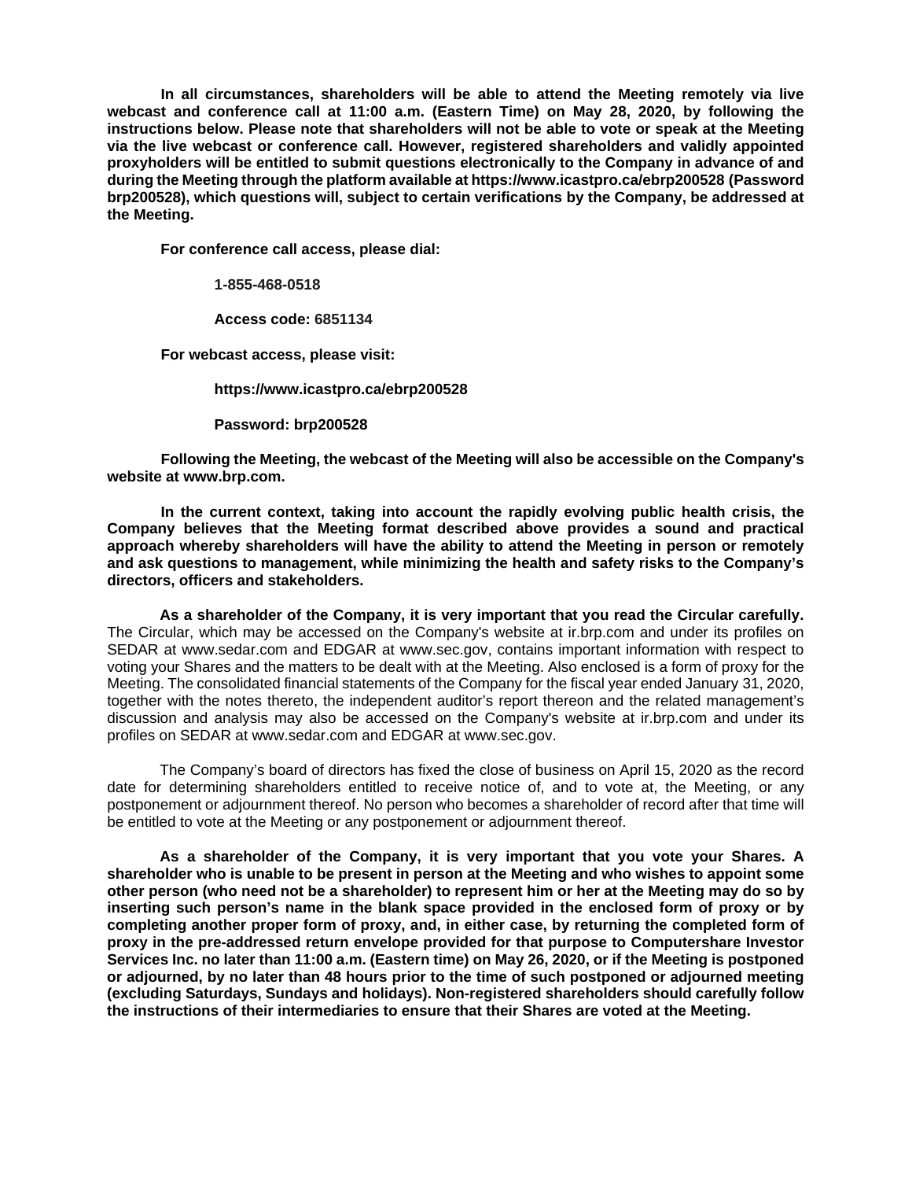**In all circumstances, shareholders will be able to attend the Meeting remotely via live webcast and conference call at 11:00 a.m. (Eastern Time) on May 28, 2020, by following the instructions below. Please note that shareholders will not be able to vote or speak at the Meeting via the live webcast or conference call. However, registered shareholders and validly appointed proxyholders will be entitled to submit questions electronically to the Company in advance of and during the Meeting through the platform available at https://www.icastpro.ca/ebrp200528 (Password brp200528), which questions will, subject to certain verifications by the Company, be addressed at the Meeting.**

**For conference call access, please dial:**

**1-855-468-0518**

**Access code: 6851134**

**For webcast access, please visit:**

**https://www.icastpro.ca/ebrp200528**

**Password: brp200528**

**Following the Meeting, the webcast of the Meeting will also be accessible on the Company's website at www.brp.com.**

**In the current context, taking into account the rapidly evolving public health crisis, the Company believes that the Meeting format described above provides a sound and practical approach whereby shareholders will have the ability to attend the Meeting in person or remotely and ask questions to management, while minimizing the health and safety risks to the Company's directors, officers and stakeholders.**

**As a shareholder of the Company, it is very important that you read the Circular carefully.** The Circular, which may be accessed on the Company's website at ir.brp.com and under its profiles on SEDAR at www.sedar.com and EDGAR at www.sec.gov, contains important information with respect to voting your Shares and the matters to be dealt with at the Meeting. Also enclosed is a form of proxy for the Meeting. The consolidated financial statements of the Company for the fiscal year ended January 31, 2020, together with the notes thereto, the independent auditor's report thereon and the related management's discussion and analysis may also be accessed on the Company's website at ir.brp.com and under its profiles on SEDAR at www.sedar.com and EDGAR at www.sec.gov.

The Company's board of directors has fixed the close of business on April 15, 2020 as the record date for determining shareholders entitled to receive notice of, and to vote at, the Meeting, or any postponement or adjournment thereof. No person who becomes a shareholder of record after that time will be entitled to vote at the Meeting or any postponement or adjournment thereof.

**As a shareholder of the Company, it is very important that you vote your Shares. A shareholder who is unable to be present in person at the Meeting and who wishes to appoint some other person (who need not be a shareholder) to represent him or her at the Meeting may do so by inserting such person's name in the blank space provided in the enclosed form of proxy or by completing another proper form of proxy, and, in either case, by returning the completed form of proxy in the pre-addressed return envelope provided for that purpose to Computershare Investor Services Inc. no later than 11:00 a.m. (Eastern time) on May 26, 2020, or if the Meeting is postponed or adjourned, by no later than 48 hours prior to the time of such postponed or adjourned meeting (excluding Saturdays, Sundays and holidays). Non-registered shareholders should carefully follow the instructions of their intermediaries to ensure that their Shares are voted at the Meeting.**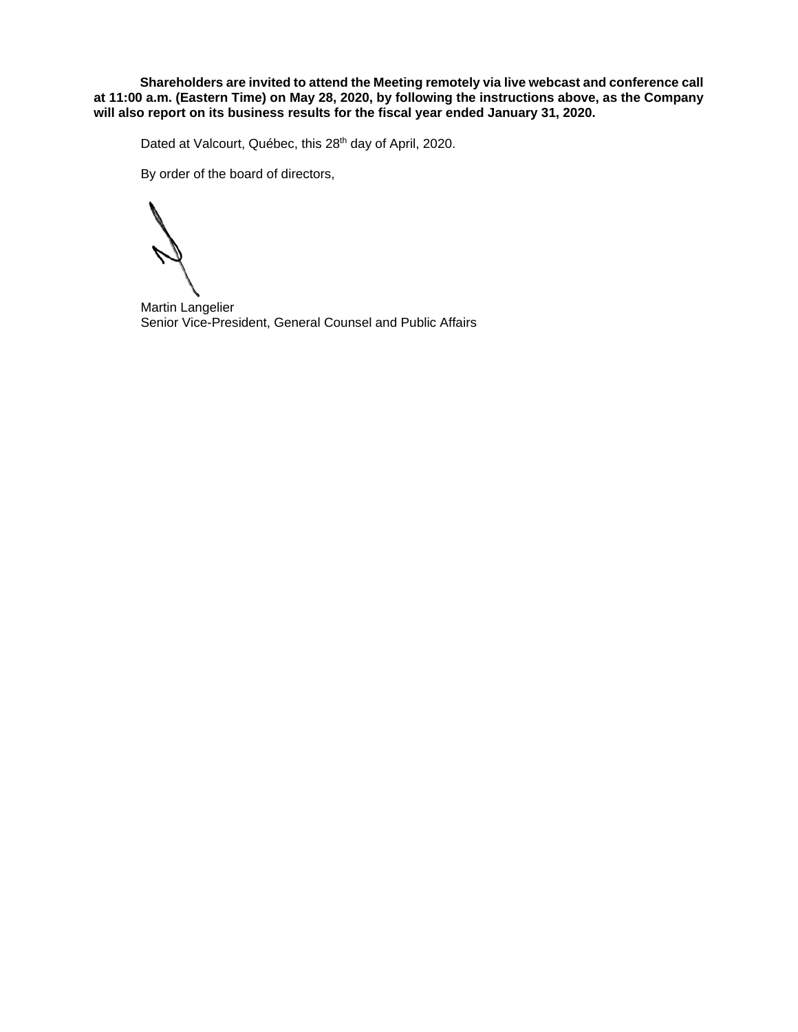**Shareholders are invited to attend the Meeting remotely via live webcast and conference call at 11:00 a.m. (Eastern Time) on May 28, 2020, by following the instructions above, as the Company will also report on its business results for the fiscal year ended January 31, 2020.**

Dated at Valcourt, Québec, this 28th day of April, 2020.

By order of the board of directors,

Martin Langelier
Senior Vice-President, General Counsel and Public Affairs